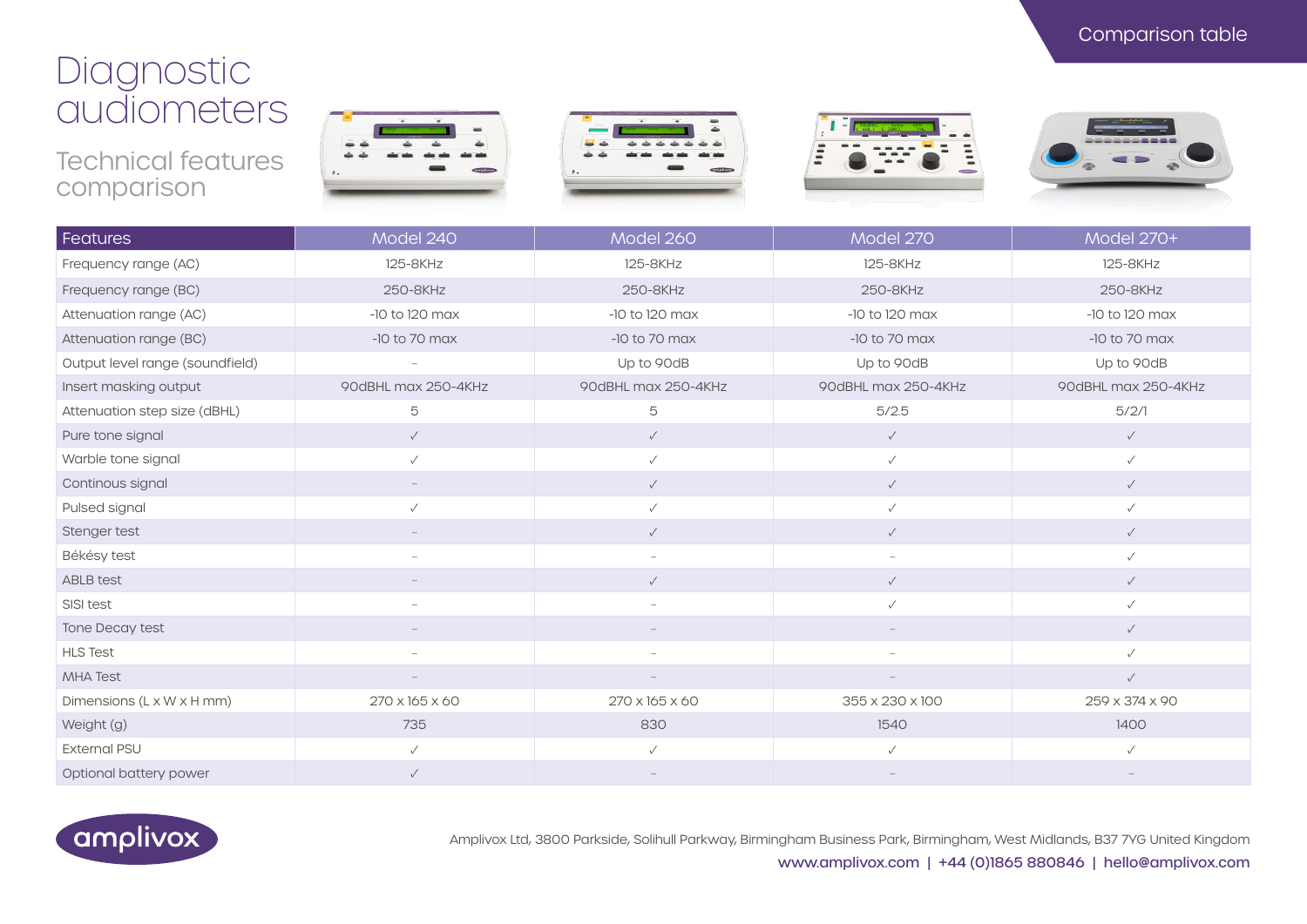Comparison table

# Diagnostic audiometers

## Technical features comparison

| Features | Model 240 | Model 260 | Model 270 | Model 270+ |
|---|---|---|---|---|
| Frequency range (AC) | 125-8KHz | 125-8KHz | 125-8KHz | 125-8KHz |
| Frequency range (BC) | 250-8KHz | 250-8KHz | 250-8KHz | 250-8KHz |
| Attenuation range (AC) | -10 to 120 max | -10 to 120 max | -10 to 120 max | -10 to 120 max |
| Attenuation range (BC) | -10 to 70 max | -10 to 70 max | -10 to 70 max | -10 to 70 max |
| Output level range (soundfield) | - | Up to 90dB | Up to 90dB | Up to 90dB |
| Insert masking output | 90dBHL max 250-4KHz | 90dBHL max 250-4KHz | 90dBHL max 250-4KHz | 90dBHL max 250-4KHz |
| Attenuation step size (dBHL) | 5 | 5 | 5/2.5 | 5/2/1 |
| Pure tone signal | ✓ | ✓ | ✓ | ✓ |
| Warble tone signal | ✓ | ✓ | ✓ | ✓ |
| Continous signal | - | ✓ | ✓ | ✓ |
| Pulsed signal | ✓ | ✓ | ✓ | ✓ |
| Stenger test | - | ✓ | ✓ | ✓ |
| Békésy test | - | - | - | ✓ |
| ABLB test | - | ✓ | ✓ | ✓ |
| SISI test | - | - | ✓ | ✓ |
| Tone Decay test | - | - | - | ✓ |
| HLS Test | - | - | - | ✓ |
| MHA Test | - | - | - | ✓ |
| Dimensions (L x W x H mm) | 270 x 165 x 60 | 270 x 165 x 60 | 355 x 230 x 100 | 259 x 374 x 90 |
| Weight (g) | 735 | 830 | 1540 | 1400 |
| External PSU | ✓ | ✓ | ✓ | ✓ |
| Optional battery power | ✓ | - | - | - |

amplivox

Amplivox Ltd, 3800 Parkside, Solihull Parkway, Birmingham Business Park, Birmingham, West Midlands, B37 7YG United Kingdom

www.amplivox.com | +44 (0)1865 880846 | hello@amplivox.com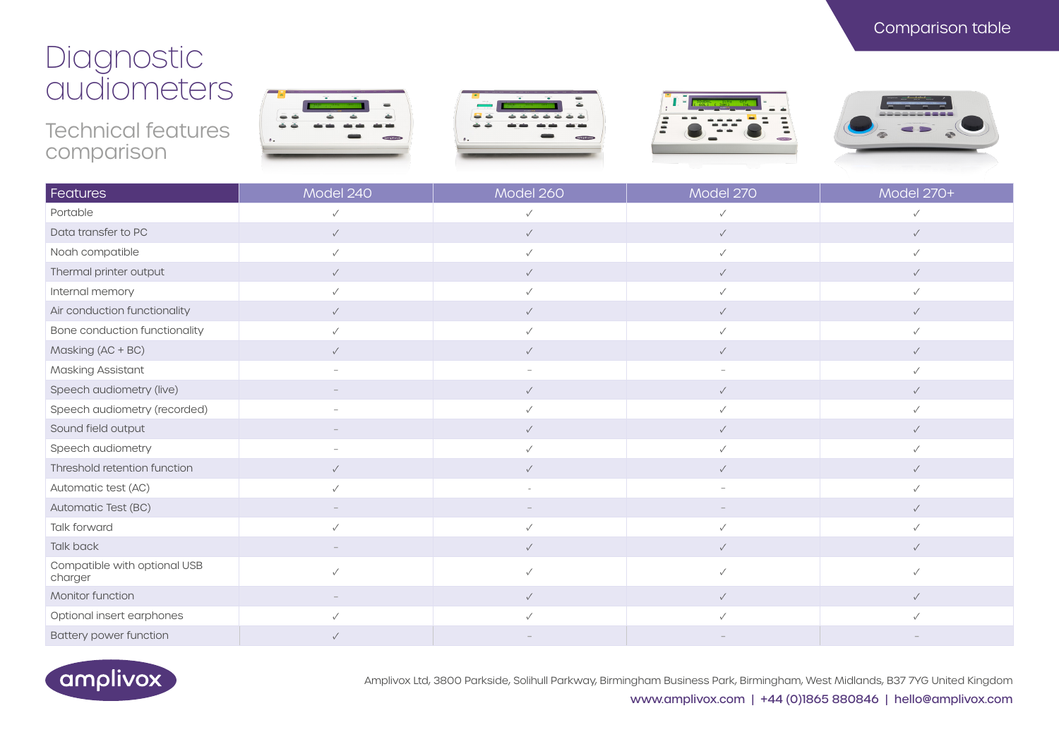Comparison table

# Diagnostic audiometers

## Technical features comparison

| Features | Model 240 | Model 260 | Model 270 | Model 270+ |
|---|---|---|---|---|
| Portable | ✓ | ✓ | ✓ | ✓ |
| Data transfer to PC | ✓ | ✓ | ✓ | ✓ |
| Noah compatible | ✓ | ✓ | ✓ | ✓ |
| Thermal printer output | ✓ | ✓ | ✓ | ✓ |
| Internal memory | ✓ | ✓ | ✓ | ✓ |
| Air conduction functionality | ✓ | ✓ | ✓ | ✓ |
| Bone conduction functionality | ✓ | ✓ | ✓ | ✓ |
| Masking (AC + BC) | ✓ | ✓ | ✓ | ✓ |
| Masking Assistant | - | - | - | ✓ |
| Speech audiometry (live) | - | ✓ | ✓ | ✓ |
| Speech audiometry (recorded) | - | ✓ | ✓ | ✓ |
| Sound field output | - | ✓ | ✓ | ✓ |
| Speech audiometry | - | ✓ | ✓ | ✓ |
| Threshold retention function | ✓ | ✓ | ✓ | ✓ |
| Automatic test (AC) | ✓ | - | - | ✓ |
| Automatic Test (BC) | - | - | - | ✓ |
| Talk forward | ✓ | ✓ | ✓ | ✓ |
| Talk back | - | ✓ | ✓ | ✓ |
| Compatible with optional USB charger | ✓ | ✓ | ✓ | ✓ |
| Monitor function | - | ✓ | ✓ | ✓ |
| Optional insert earphones | ✓ | ✓ | ✓ | ✓ |
| Battery power function | ✓ | - | - | - |

amplivox

Amplivox Ltd, 3800 Parkside, Solihull Parkway, Birmingham Business Park, Birmingham, West Midlands, B37 7YG United Kingdom

www.amplivox.com | +44 (0)1865 880846 | hello@amplivox.com